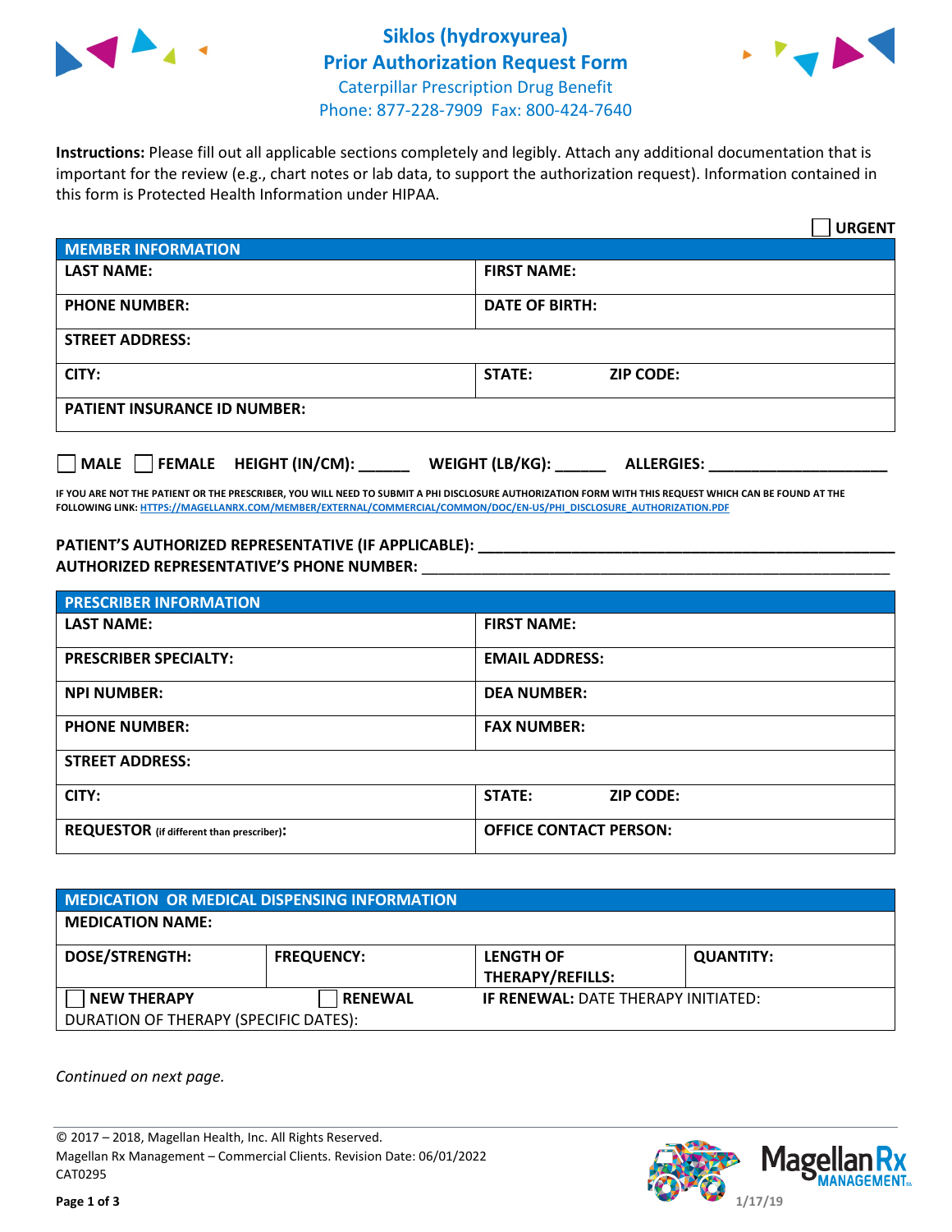# Siklos (hydroxyurea)
# Prior Authorization Request Form

Caterpillar Prescription Drug Benefit
Phone: 877-228-7909 Fax: 800-424-7640

**Instructions:** Please fill out all applicable sections completely and legibly. Attach any additional documentation that is important for the review (e.g., chart notes or lab data, to support the authorization request). Information contained in this form is Protected Health Information under HIPAA.

☐ **URGENT**

| **MEMBER INFORMATION** | |
|---|---|
| **LAST NAME:** | **FIRST NAME:** |
| **PHONE NUMBER:** | **DATE OF BIRTH:** |
| **STREET ADDRESS:** | |
| **CITY:** | **STATE:** **ZIP CODE:** |
| **PATIENT INSURANCE ID NUMBER:** | |

☐ **MALE** ☐ **FEMALE** **HEIGHT (IN/CM):** ______ **WEIGHT (LB/KG):** ______ **ALLERGIES:** ____________________

**IF YOU ARE NOT THE PATIENT OR THE PRESCRIBER, YOU WILL NEED TO SUBMIT A PHI DISCLOSURE AUTHORIZATION FORM WITH THIS REQUEST WHICH CAN BE FOUND AT THE FOLLOWING LINK: HTTPS://MAGELLANRX.COM/MEMBER/EXTERNAL/COMMERCIAL/COMMON/DOC/EN-US/PHI_DISCLOSURE_AUTHORIZATION.PDF**

**PATIENT'S AUTHORIZED REPRESENTATIVE (IF APPLICABLE):** ______________________________________

**AUTHORIZED REPRESENTATIVE'S PHONE NUMBER:** ______________________________________

| **PRESCRIBER INFORMATION** | |
|---|---|
| **LAST NAME:** | **FIRST NAME:** |
| **PRESCRIBER SPECIALTY:** | **EMAIL ADDRESS:** |
| **NPI NUMBER:** | **DEA NUMBER:** |
| **PHONE NUMBER:** | **FAX NUMBER:** |
| **STREET ADDRESS:** | |
| **CITY:** | **STATE:** **ZIP CODE:** |
| **REQUESTOR** (if different than prescriber)**:** | **OFFICE CONTACT PERSON:** |

| **MEDICATION OR MEDICAL DISPENSING INFORMATION** | | | |
|---|---|---|---|
| **MEDICATION NAME:** | | | |
| **DOSE/STRENGTH:** | **FREQUENCY:** | **LENGTH OF THERAPY/REFILLS:** | **QUANTITY:** |
| ☐ **NEW THERAPY** | ☐ **RENEWAL** | **IF RENEWAL:** DATE THERAPY INITIATED: | |
| DURATION OF THERAPY (SPECIFIC DATES): | | | |

*Continued on next page.*

© 2017 – 2018, Magellan Health, Inc. All Rights Reserved.
Magellan Rx Management – Commercial Clients. Revision Date: 06/01/2022
CAT0295

1/17/19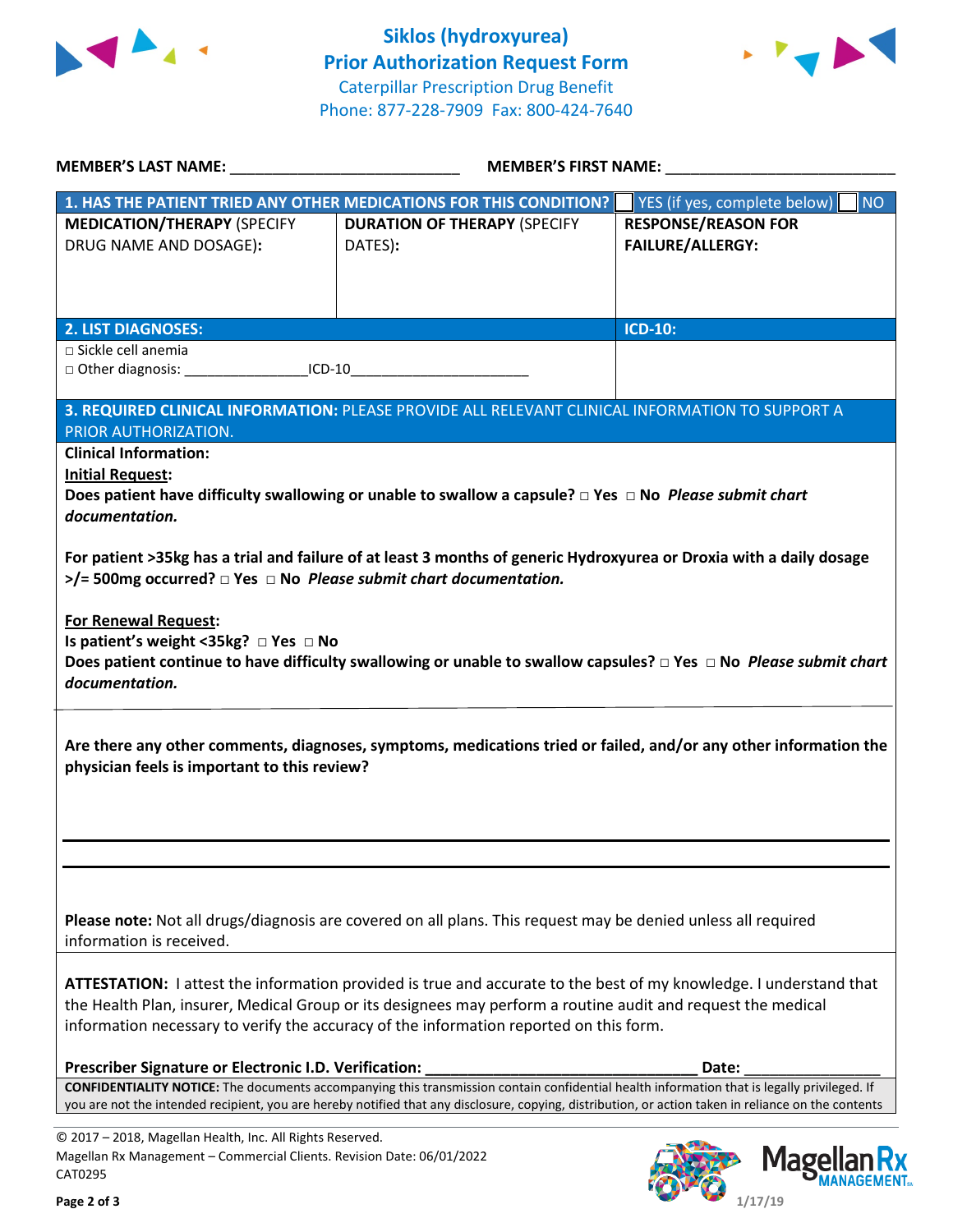# Siklos (hydroxyurea)
# Prior Authorization Request Form

Caterpillar Prescription Drug Benefit
Phone: 877-228-7909 Fax: 800-424-7640

**MEMBER'S LAST NAME:** ___________________________ **MEMBER'S FIRST NAME:** ___________________________

| **1. HAS THE PATIENT TRIED ANY OTHER MEDICATIONS FOR THIS CONDITION?** | | ☐ YES (if yes, complete below) ☐ NO |
|---|---|---|
| **MEDICATION/THERAPY** (SPECIFY DRUG NAME AND DOSAGE): | **DURATION OF THERAPY** (SPECIFY DATES): | **RESPONSE/REASON FOR FAILURE/ALLERGY:** |
| | | |

| **2. LIST DIAGNOSES:** | **ICD-10:** |
|---|---|
| □ Sickle cell anemia<br>□ Other diagnosis: _______________ICD-10_____________________ | |

**3. REQUIRED CLINICAL INFORMATION:** PLEASE PROVIDE ALL RELEVANT CLINICAL INFORMATION TO SUPPORT A PRIOR AUTHORIZATION.

**Clinical Information:**

**Initial Request:**

**Does patient have difficulty swallowing or unable to swallow a capsule?** □ **Yes** □ **No** ***Please submit chart documentation.***

**For patient >35kg has a trial and failure of at least 3 months of generic Hydroxyurea or Droxia with a daily dosage >/= 500mg occurred?** □ **Yes** □ **No** ***Please submit chart documentation.***

**For Renewal Request:**

**Is patient's weight <35kg?** □ **Yes** □ **No**

**Does patient continue to have difficulty swallowing or unable to swallow capsules?** □ **Yes** □ **No** ***Please submit chart documentation.***

**Are there any other comments, diagnoses, symptoms, medications tried or failed, and/or any other information the physician feels is important to this review?**

**Please note:** Not all drugs/diagnosis are covered on all plans. This request may be denied unless all required information is received.

**ATTESTATION:** I attest the information provided is true and accurate to the best of my knowledge. I understand that the Health Plan, insurer, Medical Group or its designees may perform a routine audit and request the medical information necessary to verify the accuracy of the information reported on this form.

**Prescriber Signature or Electronic I.D. Verification:** _________________________________ **Date:** _______________

**CONFIDENTIALITY NOTICE:** The documents accompanying this transmission contain confidential health information that is legally privileged. If you are not the intended recipient, you are hereby notified that any disclosure, copying, distribution, or action taken in reliance on the contents

© 2017 – 2018, Magellan Health, Inc. All Rights Reserved.
Magellan Rx Management – Commercial Clients. Revision Date: 06/01/2022
CAT0295

1/17/19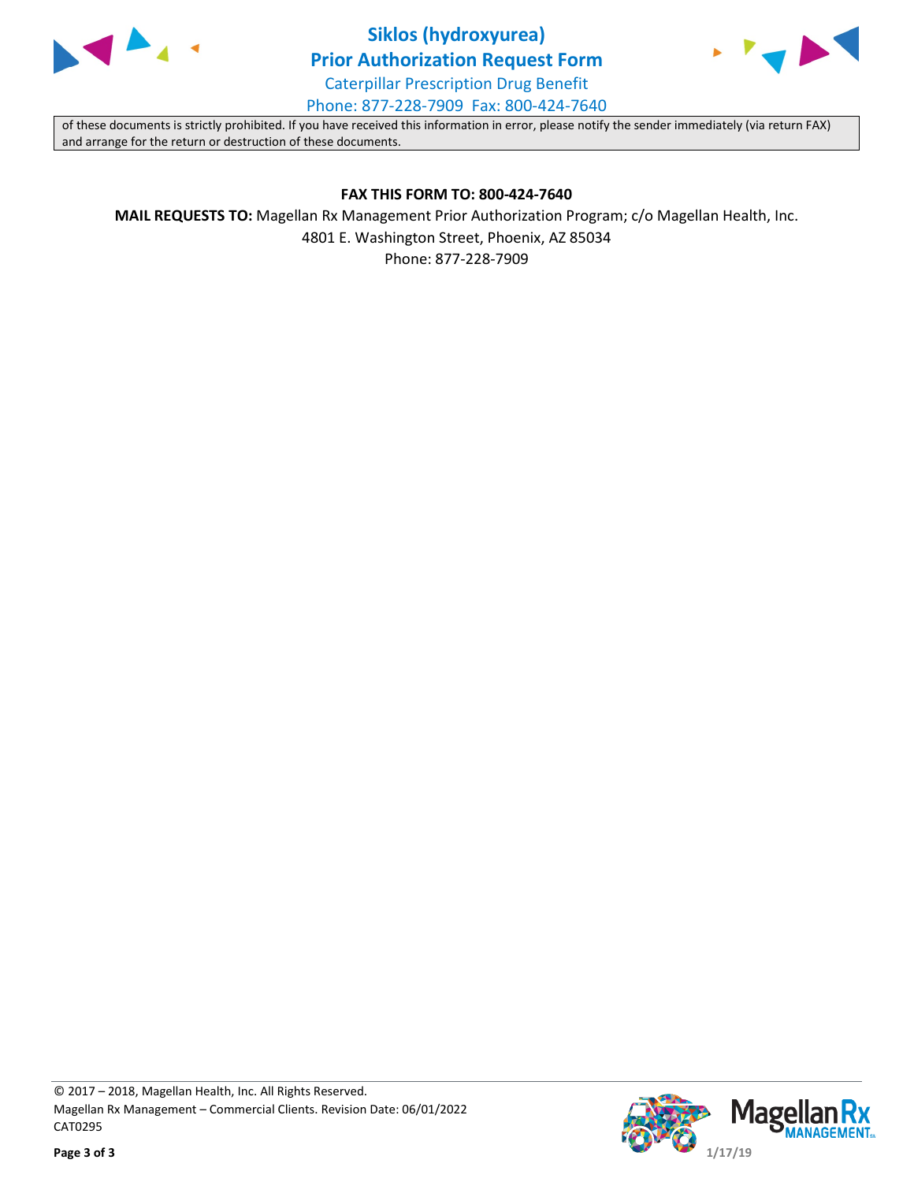of these documents is strictly prohibited. If you have received this information in error, please notify the sender immediately (via return FAX) and arrange for the return or destruction of these documents.

**FAX THIS FORM TO: 800-424-7640**

**MAIL REQUESTS TO:** Magellan Rx Management Prior Authorization Program; c/o Magellan Health, Inc.
4801 E. Washington Street, Phoenix, AZ 85034
Phone: 877-228-7909